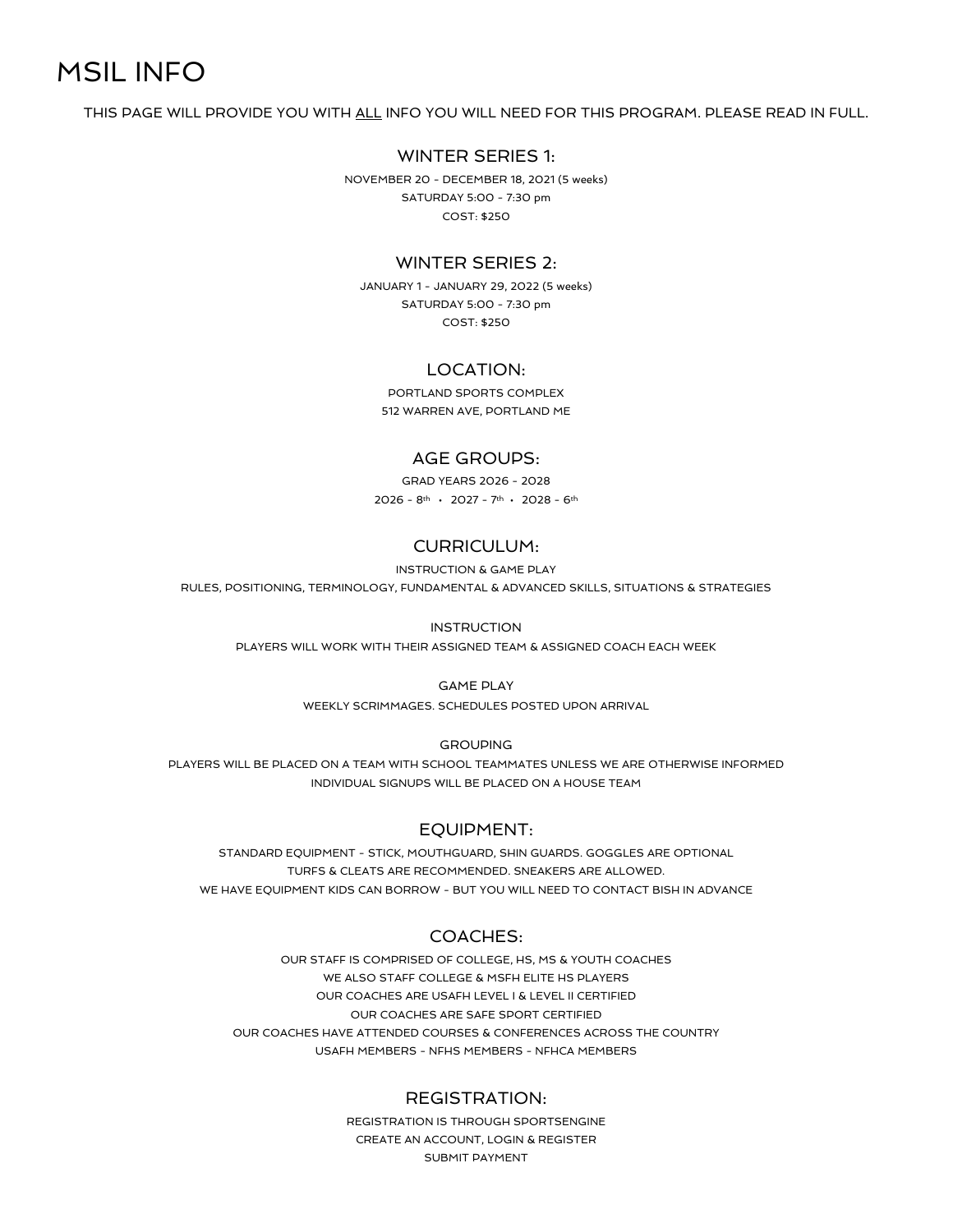# MSIL INFO

THIS PAGE WILL PROVIDE YOU WITH ALL INFO YOU WILL NEED FOR THIS PROGRAM. PLEASE READ IN FULL.

## WINTER SERIES 1:

NOVEMBER 20 - DECEMBER 18, 2021 (5 weeks)
SATURDAY 5:00 - 7:30 pm
COST: $250

## WINTER SERIES 2:

JANUARY 1 - JANUARY 29, 2022 (5 weeks)
SATURDAY 5:00 - 7:30 pm
COST: $250

## LOCATION:

PORTLAND SPORTS COMPLEX
512 WARREN AVE, PORTLAND ME

## AGE GROUPS:

GRAD YEARS 2026 - 2028
2026 - 8th • 2027 - 7th • 2028 - 6th

## CURRICULUM:

INSTRUCTION & GAME PLAY
RULES, POSITIONING, TERMINOLOGY, FUNDAMENTAL & ADVANCED SKILLS, SITUATIONS & STRATEGIES

INSTRUCTION
PLAYERS WILL WORK WITH THEIR ASSIGNED TEAM & ASSIGNED COACH EACH WEEK

GAME PLAY
WEEKLY SCRIMMAGES. SCHEDULES POSTED UPON ARRIVAL

GROUPING
PLAYERS WILL BE PLACED ON A TEAM WITH SCHOOL TEAMMATES UNLESS WE ARE OTHERWISE INFORMED
INDIVIDUAL SIGNUPS WILL BE PLACED ON A HOUSE TEAM

## EQUIPMENT:

STANDARD EQUIPMENT - STICK, MOUTHGUARD, SHIN GUARDS. GOGGLES ARE OPTIONAL
TURFS & CLEATS ARE RECOMMENDED. SNEAKERS ARE ALLOWED.
WE HAVE EQUIPMENT KIDS CAN BORROW - BUT YOU WILL NEED TO CONTACT BISH IN ADVANCE

## COACHES:

OUR STAFF IS COMPRISED OF COLLEGE, HS, MS & YOUTH COACHES
WE ALSO STAFF COLLEGE & MSFH ELITE HS PLAYERS
OUR COACHES ARE USAFH LEVEL I & LEVEL II CERTIFIED
OUR COACHES ARE SAFE SPORT CERTIFIED
OUR COACHES HAVE ATTENDED COURSES & CONFERENCES ACROSS THE COUNTRY
USAFH MEMBERS - NFHS MEMBERS - NFHCA MEMBERS

## REGISTRATION:

REGISTRATION IS THROUGH SPORTSENGINE
CREATE AN ACCOUNT, LOGIN & REGISTER
SUBMIT PAYMENT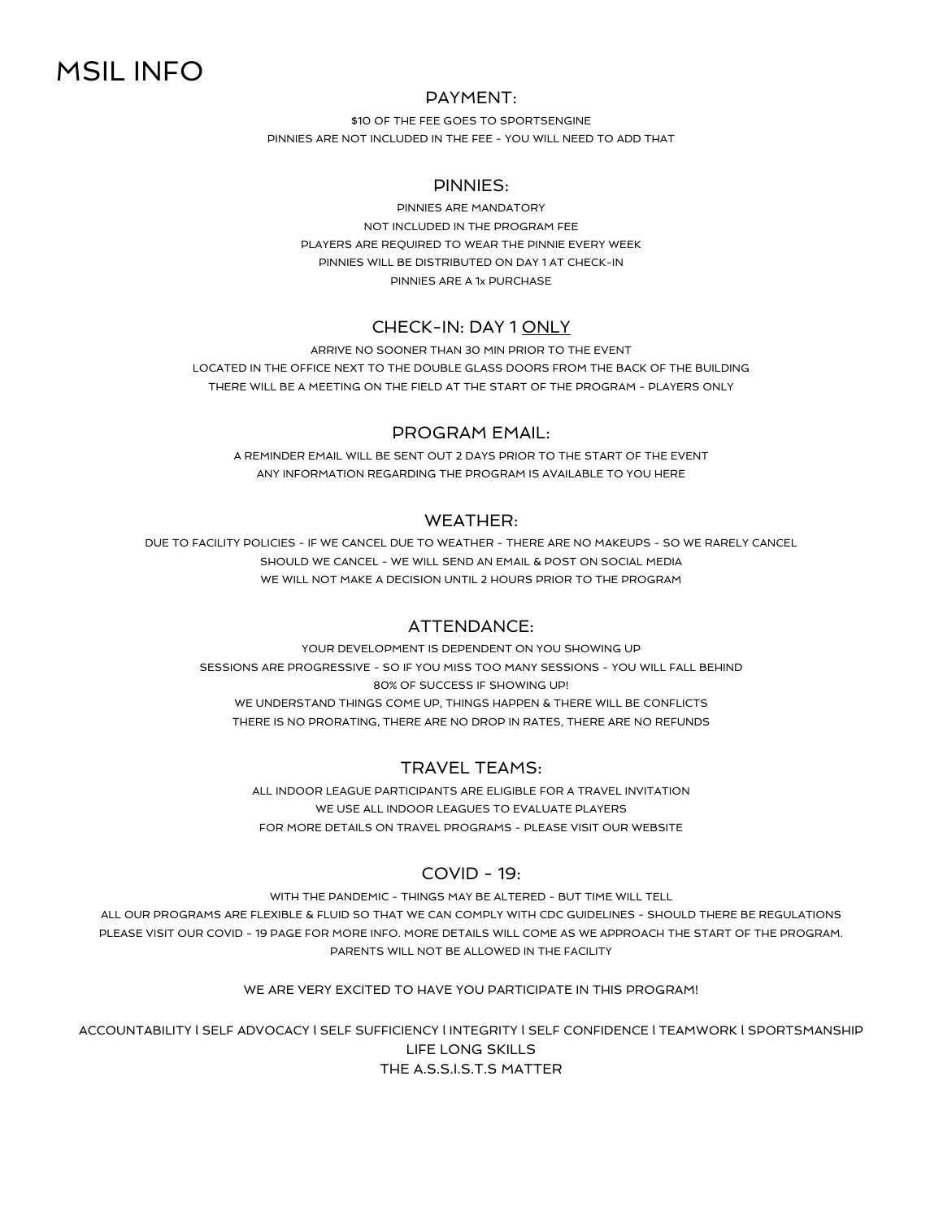# MSIL INFO

## PAYMENT:

$10 OF THE FEE GOES TO SPORTSENGINE
PINNIES ARE NOT INCLUDED IN THE FEE - YOU WILL NEED TO ADD THAT

## PINNIES:

PINNIES ARE MANDATORY
NOT INCLUDED IN THE PROGRAM FEE
PLAYERS ARE REQUIRED TO WEAR THE PINNIE EVERY WEEK
PINNIES WILL BE DISTRIBUTED ON DAY 1 AT CHECK-IN
PINNIES ARE A 1x PURCHASE

## CHECK-IN: DAY 1 <u>ONLY</u>

ARRIVE NO SOONER THAN 30 MIN PRIOR TO THE EVENT
LOCATED IN THE OFFICE NEXT TO THE DOUBLE GLASS DOORS FROM THE BACK OF THE BUILDING
THERE WILL BE A MEETING ON THE FIELD AT THE START OF THE PROGRAM - PLAYERS ONLY

## PROGRAM EMAIL:

A REMINDER EMAIL WILL BE SENT OUT 2 DAYS PRIOR TO THE START OF THE EVENT
ANY INFORMATION REGARDING THE PROGRAM IS AVAILABLE TO YOU HERE

## WEATHER:

DUE TO FACILITY POLICIES - IF WE CANCEL DUE TO WEATHER - THERE ARE NO MAKEUPS - SO WE RARELY CANCEL
SHOULD WE CANCEL - WE WILL SEND AN EMAIL & POST ON SOCIAL MEDIA
WE WILL NOT MAKE A DECISION UNTIL 2 HOURS PRIOR TO THE PROGRAM

## ATTENDANCE:

YOUR DEVELOPMENT IS DEPENDENT ON YOU SHOWING UP
SESSIONS ARE PROGRESSIVE - SO IF YOU MISS TOO MANY SESSIONS - YOU WILL FALL BEHIND
80% OF SUCCESS IF SHOWING UP!
WE UNDERSTAND THINGS COME UP, THINGS HAPPEN & THERE WILL BE CONFLICTS
THERE IS NO PRORATING, THERE ARE NO DROP IN RATES, THERE ARE NO REFUNDS

## TRAVEL TEAMS:

ALL INDOOR LEAGUE PARTICIPANTS ARE ELIGIBLE FOR A TRAVEL INVITATION
WE USE ALL INDOOR LEAGUES TO EVALUATE PLAYERS
FOR MORE DETAILS ON TRAVEL PROGRAMS - PLEASE VISIT OUR WEBSITE

## COVID - 19:

WITH THE PANDEMIC - THINGS MAY BE ALTERED - BUT TIME WILL TELL
ALL OUR PROGRAMS ARE FLEXIBLE & FLUID SO THAT WE CAN COMPLY WITH CDC GUIDELINES - SHOULD THERE BE REGULATIONS
PLEASE VISIT OUR COVID - 19 PAGE FOR MORE INFO. MORE DETAILS WILL COME AS WE APPROACH THE START OF THE PROGRAM.
PARENTS WILL NOT BE ALLOWED IN THE FACILITY

WE ARE VERY EXCITED TO HAVE YOU PARTICIPATE IN THIS PROGRAM!

ACCOUNTABILITY l SELF ADVOCACY l SELF SUFFICIENCY l INTEGRITY l SELF CONFIDENCE l TEAMWORK l SPORTSMANSHIP
LIFE LONG SKILLS
THE A.S.S.I.S.T.S MATTER